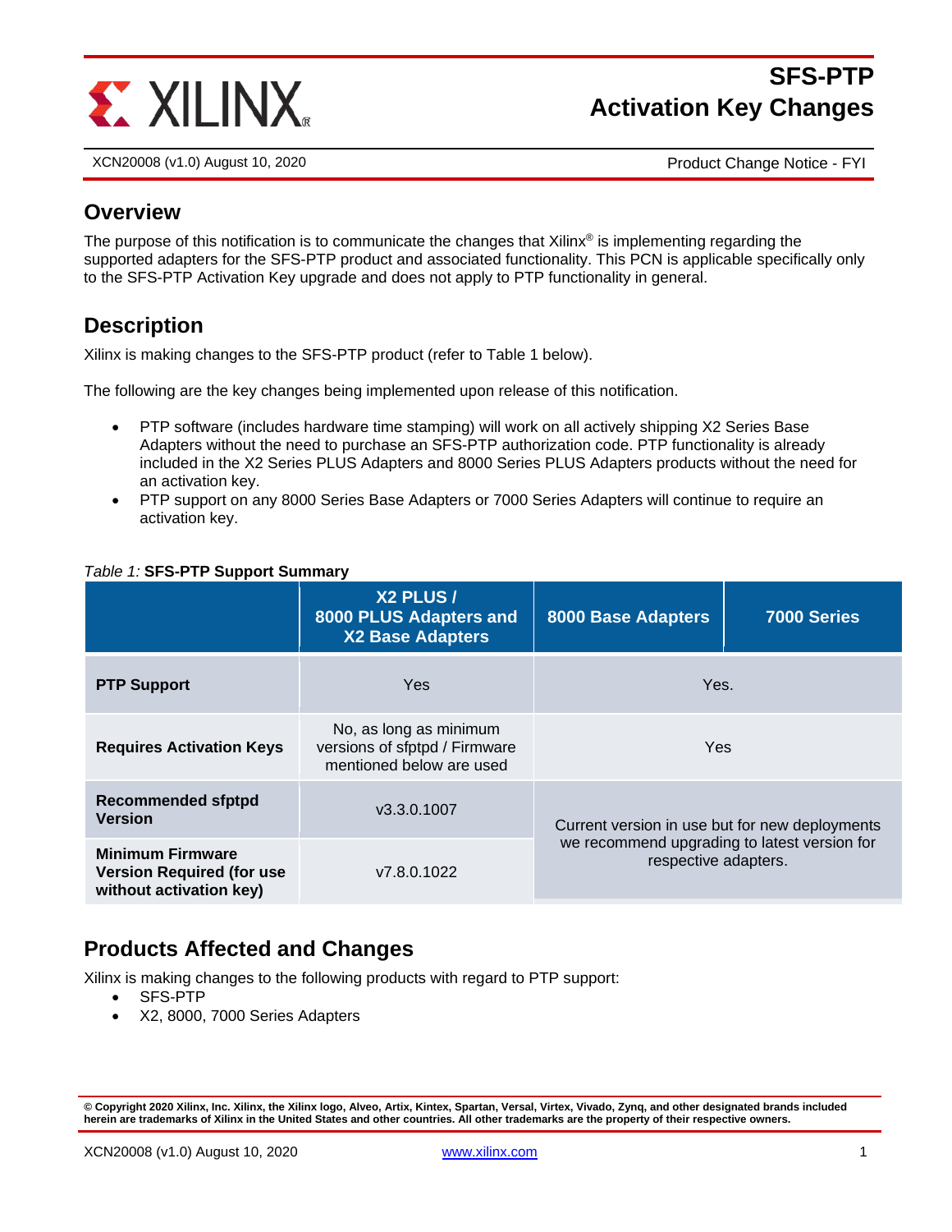# SFS-PTP Activation Key Changes

XCN20008 (v1.0) August 10, 2020 — Product Change Notice - FYI

## Overview

The purpose of this notification is to communicate the changes that Xilinx® is implementing regarding the supported adapters for the SFS-PTP product and associated functionality. This PCN is applicable specifically only to the SFS-PTP Activation Key upgrade and does not apply to PTP functionality in general.

## Description

Xilinx is making changes to the SFS-PTP product (refer to Table 1 below).

The following are the key changes being implemented upon release of this notification.

- PTP software (includes hardware time stamping) will work on all actively shipping X2 Series Base Adapters without the need to purchase an SFS-PTP authorization code. PTP functionality is already included in the X2 Series PLUS Adapters and 8000 Series PLUS Adapters products without the need for an activation key.
- PTP support on any 8000 Series Base Adapters or 7000 Series Adapters will continue to require an activation key.

*Table 1:* **SFS-PTP Support Summary**

| | X2 PLUS / 8000 PLUS Adapters and X2 Base Adapters | 8000 Base Adapters | 7000 Series |
|---|---|---|---|
| **PTP Support** | Yes | Yes. | |
| **Requires Activation Keys** | No, as long as minimum versions of sfptpd / Firmware mentioned below are used | Yes | |
| **Recommended sfptpd Version** | v3.3.0.1007 | Current version in use but for new deployments we recommend upgrading to latest version for respective adapters. | |
| **Minimum Firmware Version Required (for use without activation key)** | v7.8.0.1022 | | |

## Products Affected and Changes

Xilinx is making changes to the following products with regard to PTP support:

- SFS-PTP
- X2, 8000, 7000 Series Adapters

**© Copyright 2020 Xilinx, Inc. Xilinx, the Xilinx logo, Alveo, Artix, Kintex, Spartan, Versal, Virtex, Vivado, Zynq, and other designated brands included herein are trademarks of Xilinx in the United States and other countries. All other trademarks are the property of their respective owners.**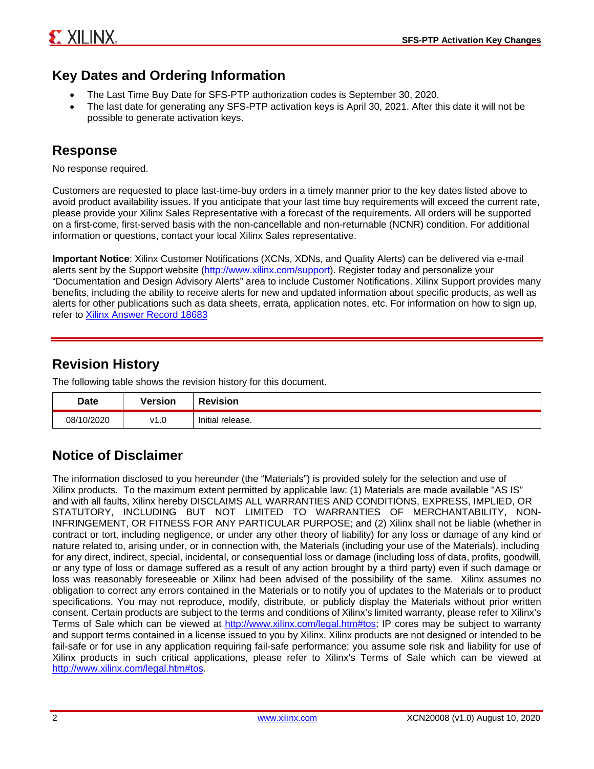## Key Dates and Ordering Information

- The Last Time Buy Date for SFS-PTP authorization codes is September 30, 2020.
- The last date for generating any SFS-PTP activation keys is April 30, 2021. After this date it will not be possible to generate activation keys.

## Response

No response required.

Customers are requested to place last-time-buy orders in a timely manner prior to the key dates listed above to avoid product availability issues. If you anticipate that your last time buy requirements will exceed the current rate, please provide your Xilinx Sales Representative with a forecast of the requirements. All orders will be supported on a first-come, first-served basis with the non-cancellable and non-returnable (NCNR) condition. For additional information or questions, contact your local Xilinx Sales representative.

**Important Notice**: Xilinx Customer Notifications (XCNs, XDNs, and Quality Alerts) can be delivered via e-mail alerts sent by the Support website (http://www.xilinx.com/support). Register today and personalize your "Documentation and Design Advisory Alerts" area to include Customer Notifications. Xilinx Support provides many benefits, including the ability to receive alerts for new and updated information about specific products, as well as alerts for other publications such as data sheets, errata, application notes, etc. For information on how to sign up, refer to Xilinx Answer Record 18683

## Revision History

The following table shows the revision history for this document.

| Date | Version | Revision |
|---|---|---|
| 08/10/2020 | v1.0 | Initial release. |

## Notice of Disclaimer

The information disclosed to you hereunder (the "Materials") is provided solely for the selection and use of Xilinx products. To the maximum extent permitted by applicable law: (1) Materials are made available "AS IS" and with all faults, Xilinx hereby DISCLAIMS ALL WARRANTIES AND CONDITIONS, EXPRESS, IMPLIED, OR STATUTORY, INCLUDING BUT NOT LIMITED TO WARRANTIES OF MERCHANTABILITY, NON-INFRINGEMENT, OR FITNESS FOR ANY PARTICULAR PURPOSE; and (2) Xilinx shall not be liable (whether in contract or tort, including negligence, or under any other theory of liability) for any loss or damage of any kind or nature related to, arising under, or in connection with, the Materials (including your use of the Materials), including for any direct, indirect, special, incidental, or consequential loss or damage (including loss of data, profits, goodwill, or any type of loss or damage suffered as a result of any action brought by a third party) even if such damage or loss was reasonably foreseeable or Xilinx had been advised of the possibility of the same. Xilinx assumes no obligation to correct any errors contained in the Materials or to notify you of updates to the Materials or to product specifications. You may not reproduce, modify, distribute, or publicly display the Materials without prior written consent. Certain products are subject to the terms and conditions of Xilinx's limited warranty, please refer to Xilinx's Terms of Sale which can be viewed at http://www.xilinx.com/legal.htm#tos; IP cores may be subject to warranty and support terms contained in a license issued to you by Xilinx. Xilinx products are not designed or intended to be fail-safe or for use in any application requiring fail-safe performance; you assume sole risk and liability for use of Xilinx products in such critical applications, please refer to Xilinx's Terms of Sale which can be viewed at http://www.xilinx.com/legal.htm#tos.